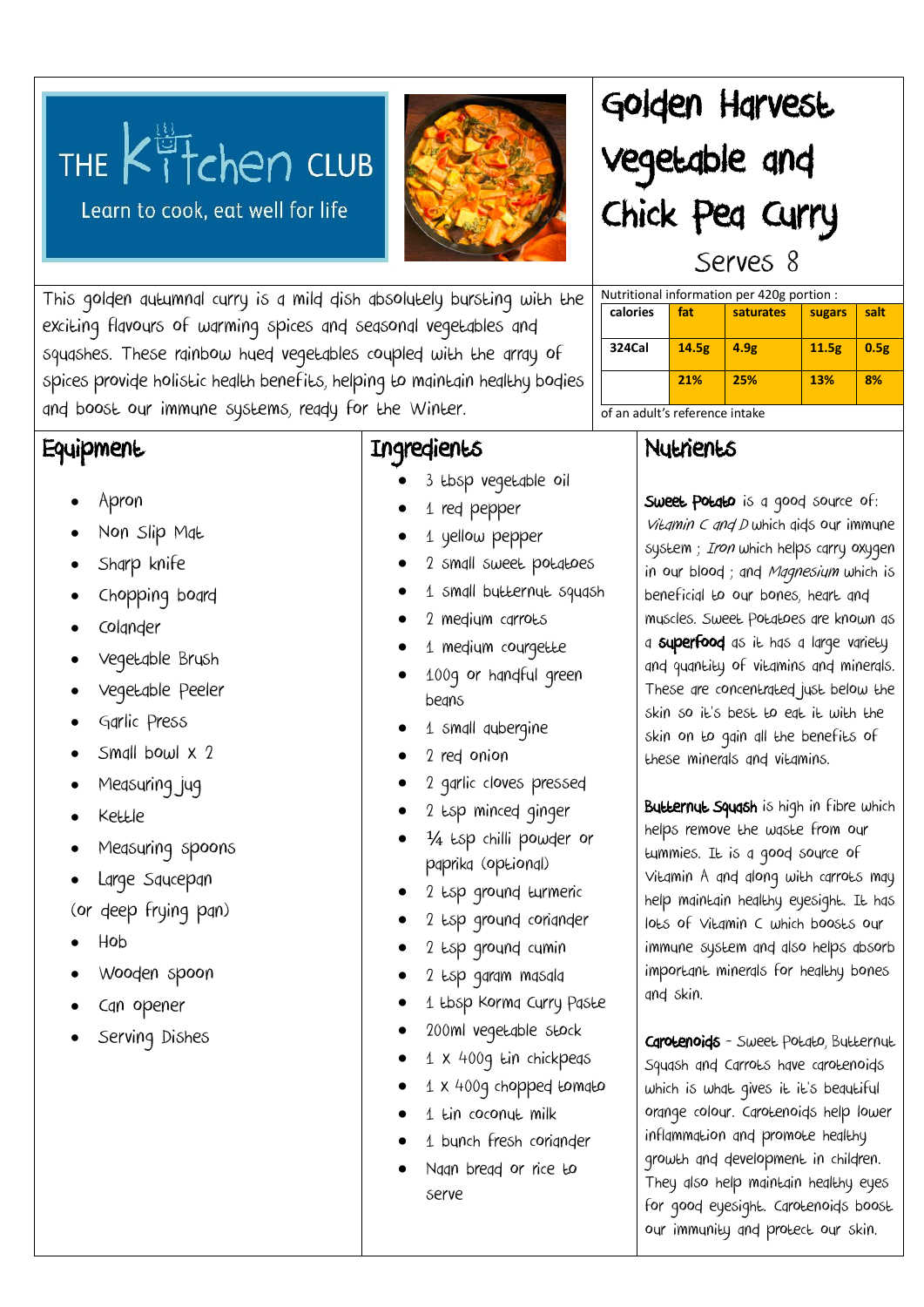THE Kitchen CLUB

Learn to cook, eat well for life

# Golden Harvest Vegetable and Chick Pea Curry

Serves 8

This golden autumnal curry is a mild dish absolutely bursting with the exciting flavours of warming spices and seasonal vegetables and squashes. These rainbow hued vegetables coupled with the array of spices provide holistic health benefits, helping to maintain healthy bodies and boost our immune systems, ready for the Winter.

Nutritional information per 420g portion :

| calories | fat | saturates | sugars | salt |
|---|---|---|---|---|
| 324Cal | 14.5g | 4.9g | 11.5g | 0.5g |
| | 21% | 25% | 13% | 8% |

of an adult's reference intake

## Equipment

- Apron
- Non Slip Mat
- Sharp knife
- Chopping board
- Colander
- Vegetable Brush
- Vegetable Peeler
- Garlic Press
- Small bowl x 2
- Measuring jug
- Kettle
- Measuring spoons
- Large Saucepan

(or deep frying pan)

- Hob
- Wooden spoon
- Can opener
- Serving Dishes

## Ingredients

- 3 tbsp vegetable oil
- 1 red pepper
- 1 yellow pepper
- 2 small sweet potatoes
- 1 small butternut squash
- 2 medium carrots
- 1 medium courgette
- 100g or handful green beans
- 1 small aubergine
- 2 red onion
- 2 garlic cloves pressed
- 2 tsp minced ginger
- ¼ tsp chilli powder or paprika (optional)
- 2 tsp ground turmeric
- 2 tsp ground coriander
- 2 tsp ground cumin
- 2 tsp garam masala
- 1 tbsp Korma Curry Paste
- 200ml vegetable stock
- 1 x 400g tin chickpeas
- 1 x 400g chopped tomato
- 1 tin coconut milk
- 1 bunch fresh coriander
- Naan bread or rice to serve

## Nutrients

**Sweet Potato** is a good source of: *Vitamin C and D* which aids our immune system ; *Iron* which helps carry oxygen in our blood ; and *Magnesium* which is beneficial to our bones, heart and muscles. Sweet Potatoes are known as a **superfood** as it has a large variety and quantity of vitamins and minerals. These are concentrated just below the skin so it's best to eat it with the skin on to gain all the benefits of these minerals and vitamins.

**Butternut Squash** is high in fibre which helps remove the waste from our tummies. It is a good source of Vitamin A and along with carrots may help maintain healthy eyesight. It has lots of Vitamin C which boosts our immune system and also helps absorb important minerals for healthy bones and skin.

**Carotenoids** - Sweet Potato, Butternut Squash and Carrots have carotenoids which is what gives it it's beautiful orange colour. Carotenoids help lower inflammation and promote healthy growth and development in children. They also help maintain healthy eyes for good eyesight. Carotenoids boost our immunity and protect our skin.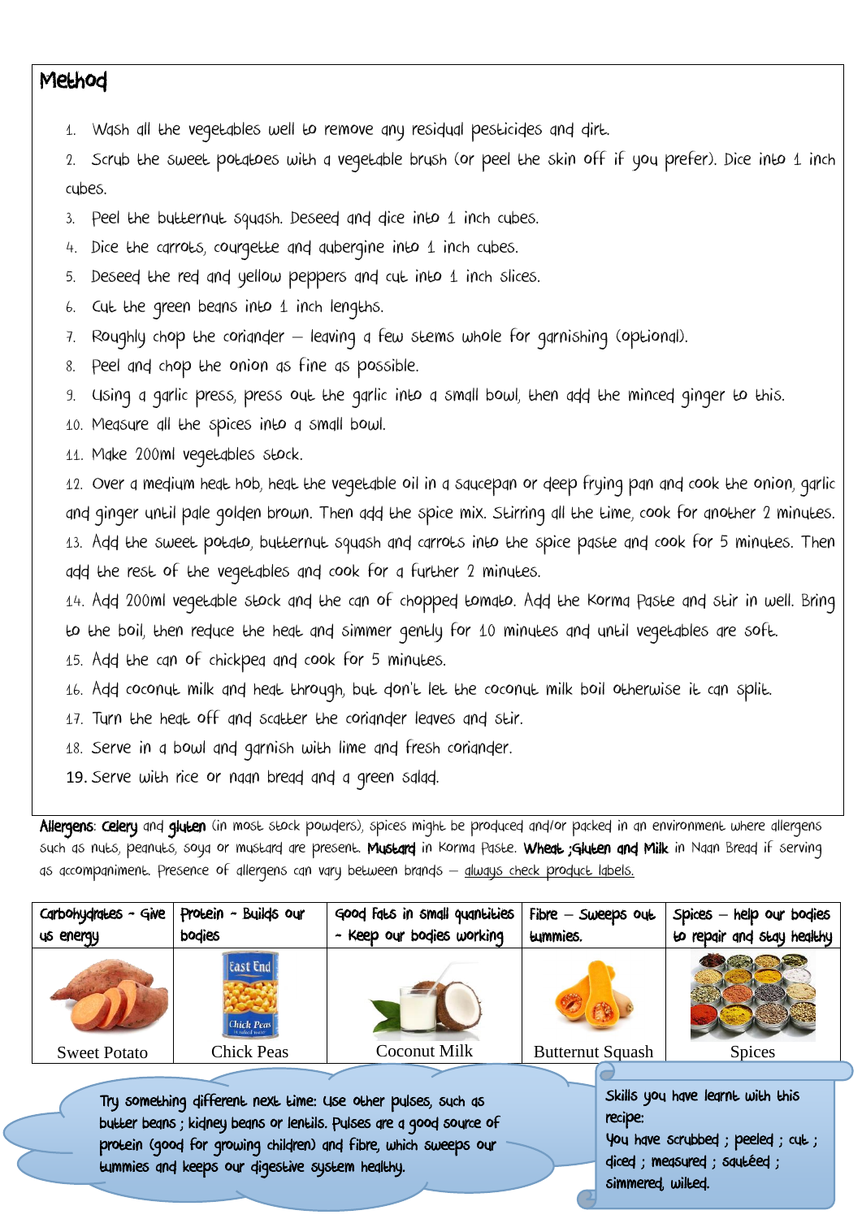# Method

1. Wash all the vegetables well to remove any residual pesticides and dirt.
2. Scrub the sweet potatoes with a vegetable brush (or peel the skin off if you prefer). Dice into 1 inch cubes.
3. Peel the butternut squash. Deseed and dice into 1 inch cubes.
4. Dice the carrots, courgette and aubergine into 1 inch cubes.
5. Deseed the red and yellow peppers and cut into 1 inch slices.
6. Cut the green beans into 1 inch lengths.
7. Roughly chop the coriander – leaving a few stems whole for garnishing (optional).
8. Peel and chop the onion as fine as possible.
9. Using a garlic press, press out the garlic into a small bowl, then add the minced ginger to this.
10. Measure all the spices into a small bowl.
11. Make 200ml vegetables stock.
12. Over a medium heat hob, heat the vegetable oil in a saucepan or deep frying pan and cook the onion, garlic and ginger until pale golden brown. Then add the spice mix. Stirring all the time, cook for another 2 minutes.
13. Add the sweet potato, butternut squash and carrots into the spice paste and cook for 5 minutes. Then add the rest of the vegetables and cook for a further 2 minutes.
14. Add 200ml vegetable stock and the can of chopped tomato. Add the Korma Paste and stir in well. Bring to the boil, then reduce the heat and simmer gently for 10 minutes and until vegetables are soft.
15. Add the can of chickpea and cook for 5 minutes.
16. Add coconut milk and heat through, but don't let the coconut milk boil otherwise it can split.
17. Turn the heat off and scatter the coriander leaves and stir.
18. Serve in a bowl and garnish with lime and fresh coriander.
19. Serve with rice or naan bread and a green salad.

**Allergens**: **Celery** and **gluten** (in most stock powders), spices might be produced and/or packed in an environment where allergens such as nuts, peanuts, soya or mustard are present. **Mustard** in Korma Paste. **Wheat ;Gluten and Milk** in Naan Bread if serving as accompaniment. Presence of allergens can vary between brands – <u>always check product labels.</u>

| Carbohydrates - Give us energy | Protein - Builds our bodies | Good fats in small quantities - Keep our bodies working | Fibre – Sweeps out tummies. | Spices – help our bodies to repair and stay healthy |
|---|---|---|---|---|
| Sweet Potato | Chick Peas | Coconut Milk | Butternut Squash | Spices |

**Try something different next time: Use other pulses, such as butter beans ; kidney beans or lentils. Pulses are a good source of protein (good for growing children) and fibre, which sweeps our tummies and keeps our digestive system healthy.**

**Skills you have learnt with this recipe:**
**You have scrubbed ; peeled ; cut ; diced ; measured ; sautéed ; simmered, wilted.**